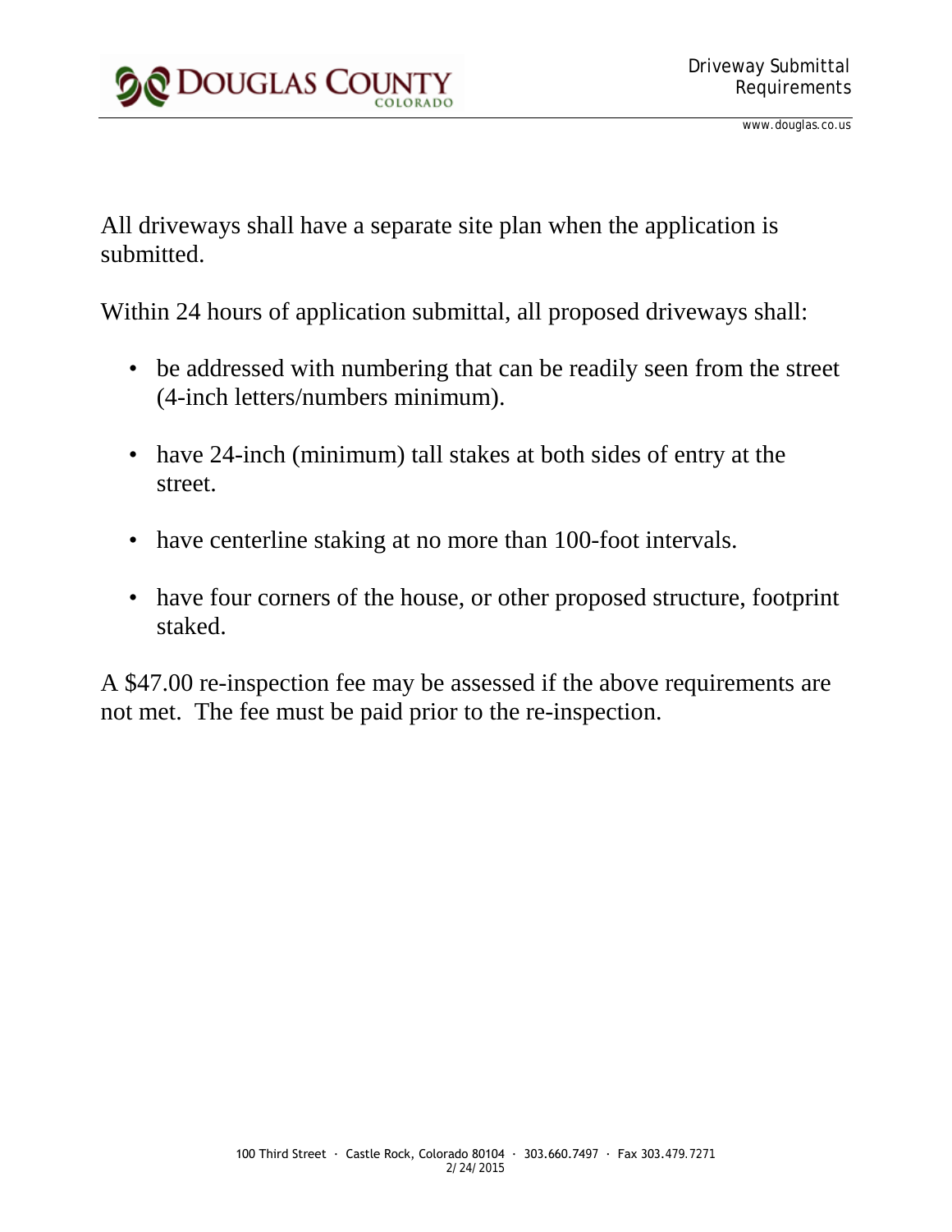# Driveway Submittal Requirements

All driveways shall have a separate site plan when the application is submitted.

Within 24 hours of application submittal, all proposed driveways shall:

- be addressed with numbering that can be readily seen from the street (4-inch letters/numbers minimum).
- have 24-inch (minimum) tall stakes at both sides of entry at the street.
- have centerline staking at no more than 100-foot intervals.
- have four corners of the house, or other proposed structure, footprint staked.

A $47.00 re-inspection fee may be assessed if the above requirements are not met. The fee must be paid prior to the re-inspection.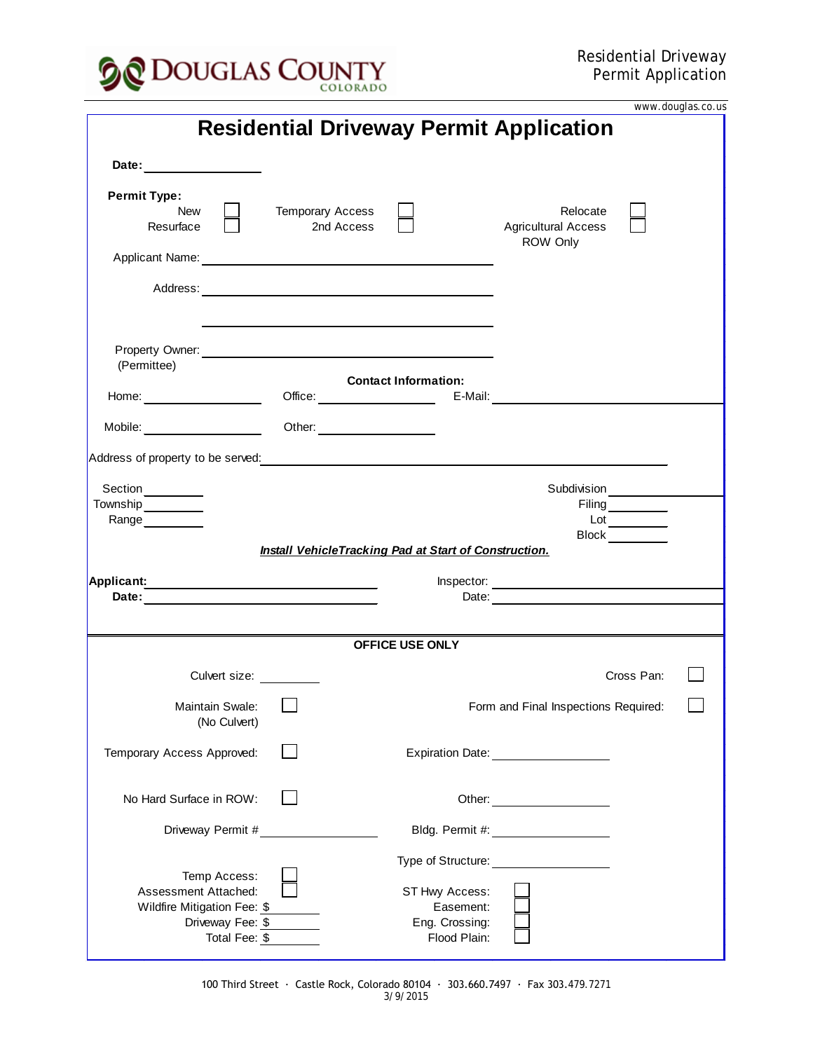DOUGLAS COUNTY COLORADO

Residential Driveway Permit Application

www.douglas.co.us

# Residential Driveway Permit Application

**Date:** ____________

**Permit Type:**

| | | | | | |
|---|---|---|---|---|---|
| New | ☐ | Temporary Access | ☐ | Relocate | ☐ |
| Resurface | ☐ | 2nd Access | ☐ | Agricultural Access ROW Only | ☐ |

Applicant Name: ______________________________

Address: ______________________________

______________________________

Property Owner: ______________________________
(Permittee)

**Contact Information:**

Home: ____________ Office: ____________ E-Mail: ______________________

Mobile: ____________ Other: ____________

Address of property to be served: ______________________________________

| | |
|---|---|
| Section ________ | Subdivision ____________ |
| Township ________ | Filing ________ |
| Range ________ | Lot ________ |
| | Block ________ |

***Install VehicleTracking Pad at Start of Construction.***

**Applicant:** ______________________ Inspector: ______________________

**Date:** ______________________ Date: ______________________

**OFFICE USE ONLY**

| | | | |
|---|---|---|---|
| Culvert size: | ________ | Cross Pan: | ☐ |
| Maintain Swale: (No Culvert) | ☐ | Form and Final Inspections Required: | ☐ |
| Temporary Access Approved: | ☐ | Expiration Date: | ____________ |
| No Hard Surface in ROW: | ☐ | Other: | ____________ |
| Driveway Permit # | ____________ | Bldg. Permit #: | ____________ |
| | | Type of Structure: | ____________ |
| Temp Access: | ☐ | ST Hwy Access: | ☐ |
| Assessment Attached: | ☐ | Easement: | ☐ |
| Wildfire Mitigation Fee: | $ ________ | Eng. Crossing: | ☐ |
| Driveway Fee: | $ ________ | Flood Plain: | ☐ |
| Total Fee: | $ ________ | | |

100 Third Street · Castle Rock, Colorado 80104 · 303.660.7497 · Fax 303.479.7271
3/9/2015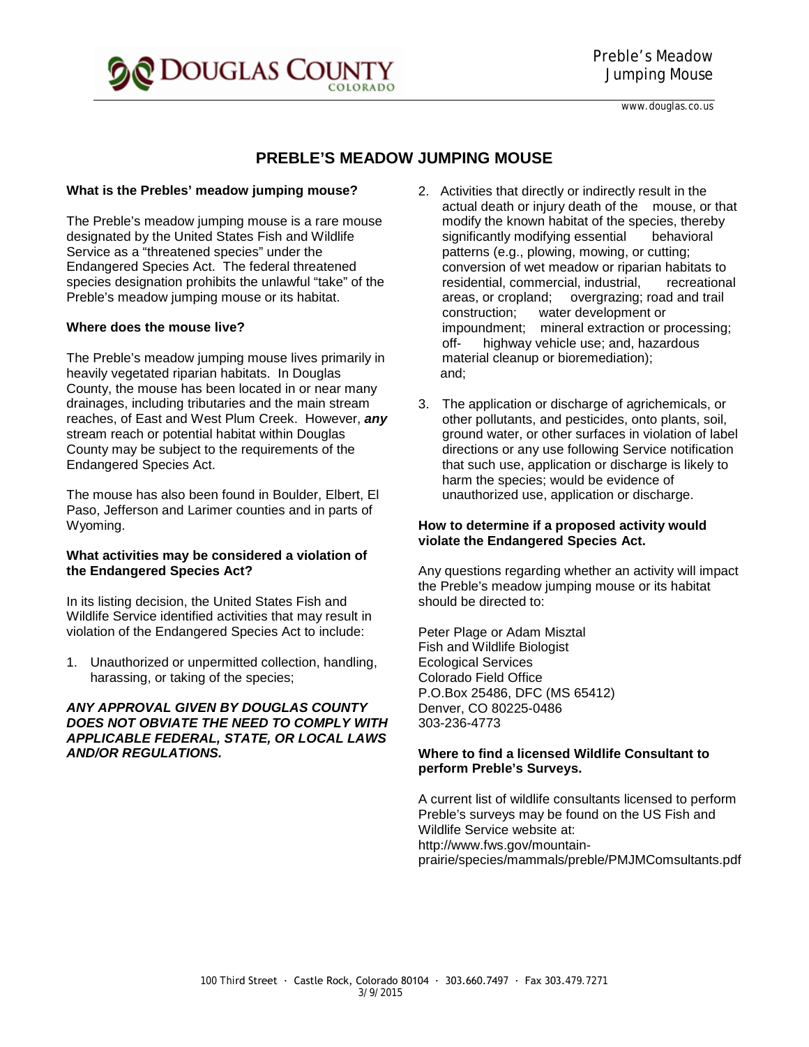# PREBLE'S MEADOW JUMPING MOUSE

**What is the Prebles' meadow jumping mouse?**

The Preble's meadow jumping mouse is a rare mouse designated by the United States Fish and Wildlife Service as a "threatened species" under the Endangered Species Act. The federal threatened species designation prohibits the unlawful "take" of the Preble's meadow jumping mouse or its habitat.

**Where does the mouse live?**

The Preble's meadow jumping mouse lives primarily in heavily vegetated riparian habitats. In Douglas County, the mouse has been located in or near many drainages, including tributaries and the main stream reaches, of East and West Plum Creek. However, ***any*** stream reach or potential habitat within Douglas County may be subject to the requirements of the Endangered Species Act.

The mouse has also been found in Boulder, Elbert, El Paso, Jefferson and Larimer counties and in parts of Wyoming.

**What activities may be considered a violation of the Endangered Species Act?**

In its listing decision, the United States Fish and Wildlife Service identified activities that may result in violation of the Endangered Species Act to include:

1. Unauthorized or unpermitted collection, handling, harassing, or taking of the species;
2. Activities that directly or indirectly result in the actual death or injury death of the mouse, or that modify the known habitat of the species, thereby significantly modifying essential behavioral patterns (e.g., plowing, mowing, or cutting; conversion of wet meadow or riparian habitats to residential, commercial, industrial, recreational areas, or cropland; overgrazing; road and trail construction; water development or impoundment; mineral extraction or processing; off- highway vehicle use; and, hazardous material cleanup or bioremediation); and;
3. The application or discharge of agrichemicals, or other pollutants, and pesticides, onto plants, soil, ground water, or other surfaces in violation of label directions or any use following Service notification that such use, application or discharge is likely to harm the species; would be evidence of unauthorized use, application or discharge.

***ANY APPROVAL GIVEN BY DOUGLAS COUNTY DOES NOT OBVIATE THE NEED TO COMPLY WITH APPLICABLE FEDERAL, STATE, OR LOCAL LAWS AND/OR REGULATIONS.***

**How to determine if a proposed activity would violate the Endangered Species Act.**

Any questions regarding whether an activity will impact the Preble's meadow jumping mouse or its habitat should be directed to:

Peter Plage or Adam Misztal
Fish and Wildlife Biologist
Ecological Services
Colorado Field Office
P.O.Box 25486, DFC (MS 65412)
Denver, CO 80225-0486
303-236-4773

**Where to find a licensed Wildlife Consultant to perform Preble's Surveys.**

A current list of wildlife consultants licensed to perform Preble's surveys may be found on the US Fish and Wildlife Service website at:
http://www.fws.gov/mountain-prairie/species/mammals/preble/PMJMComsultants.pdf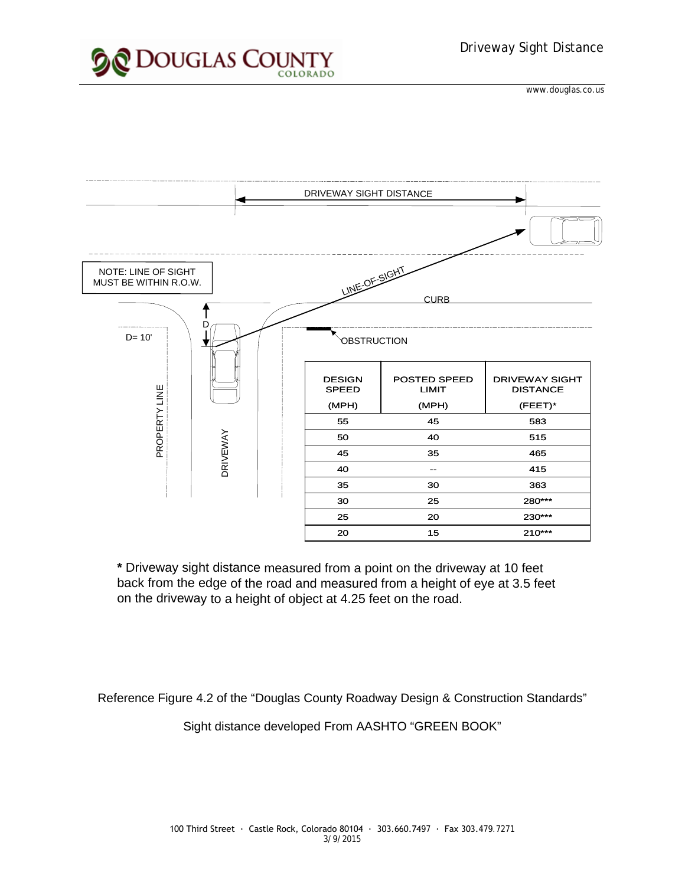# Driveway Sight Distance

DRIVEWAY SIGHT DISTANCE

NOTE: LINE OF SIGHT MUST BE WITHIN R.O.W.

LINE-OF-SIGHT

CURB

D

D= 10'

OBSTRUCTION

PROPERTY LINE

DRIVEWAY

| DESIGN SPEED (MPH) | POSTED SPEED LIMIT (MPH) | DRIVEWAY SIGHT DISTANCE (FEET)* |
|---|---|---|
| 55 | 45 | 583 |
| 50 | 40 | 515 |
| 45 | 35 | 465 |
| 40 | -- | 415 |
| 35 | 30 | 363 |
| 30 | 25 | 280*** |
| 25 | 20 | 230*** |
| 20 | 15 | 210*** |

**\*** Driveway sight distance measured from a point on the driveway at 10 feet back from the edge of the road and measured from a height of eye at 3.5 feet on the driveway to a height of object at 4.25 feet on the road.

Reference Figure 4.2 of the “Douglas County Roadway Design & Construction Standards”

Sight distance developed From AASHTO “GREEN BOOK”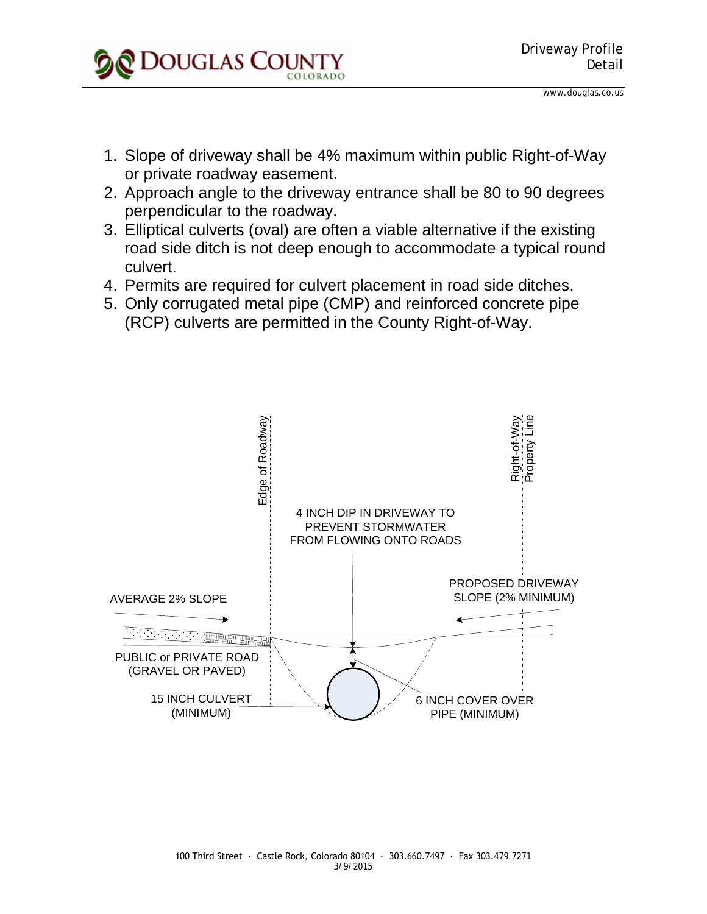# Driveway Profile Detail

1. Slope of driveway shall be 4% maximum within public Right-of-Way or private roadway easement.
2. Approach angle to the driveway entrance shall be 80 to 90 degrees perpendicular to the roadway.
3. Elliptical culverts (oval) are often a viable alternative if the existing road side ditch is not deep enough to accommodate a typical round culvert.
4. Permits are required for culvert placement in road side ditches.
5. Only corrugated metal pipe (CMP) and reinforced concrete pipe (RCP) culverts are permitted in the County Right-of-Way.

Edge of Roadway

Right-of-Way
Property Line

4 INCH DIP IN DRIVEWAY TO PREVENT STORMWATER FROM FLOWING ONTO ROADS

AVERAGE 2% SLOPE

PROPOSED DRIVEWAY SLOPE (2% MINIMUM)

PUBLIC or PRIVATE ROAD (GRAVEL OR PAVED)

15 INCH CULVERT (MINIMUM)

6 INCH COVER OVER PIPE (MINIMUM)

100 Third Street · Castle Rock, Colorado 80104 · 303.660.7497 · Fax 303.479.7271
3/9/2015